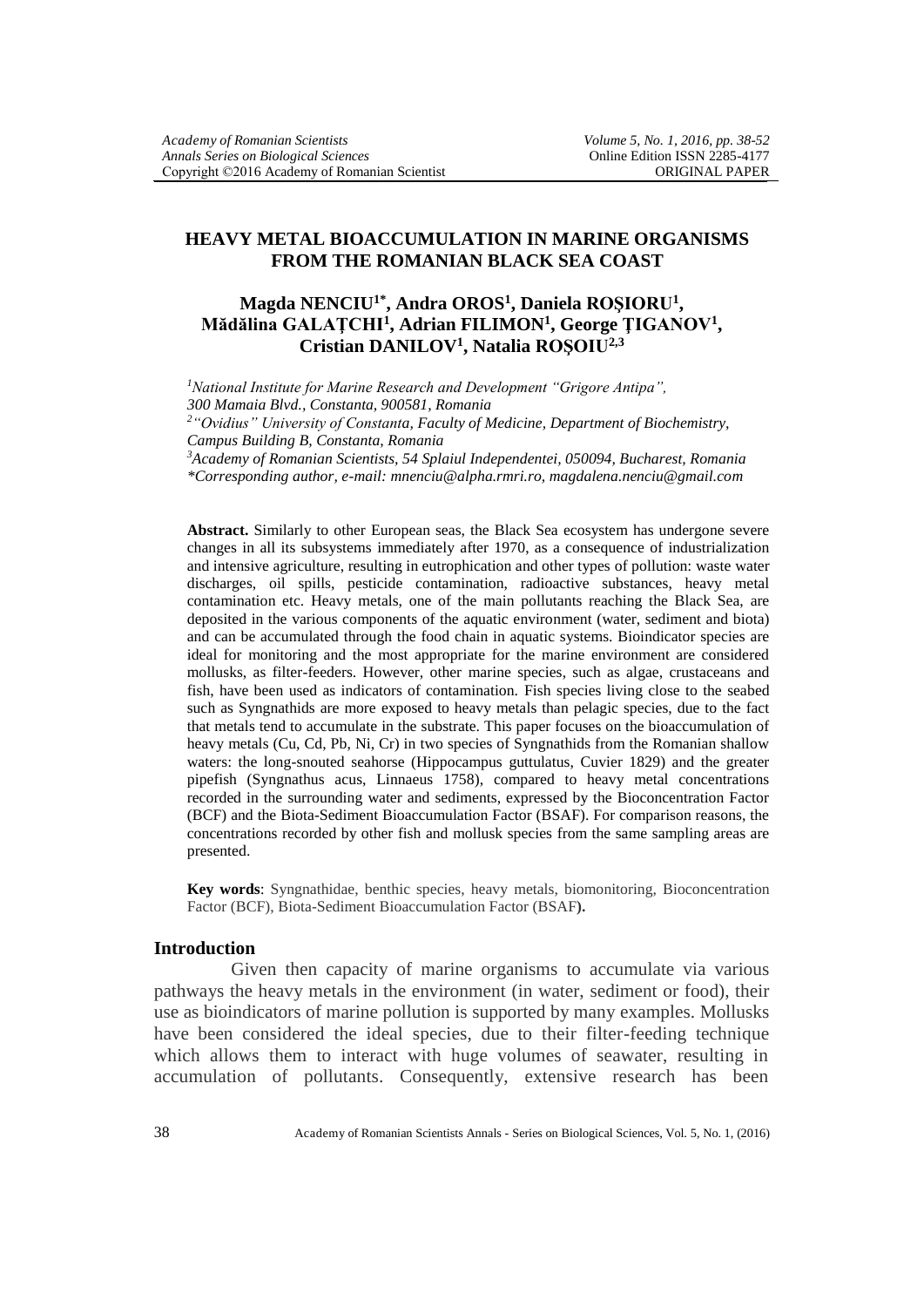# HEAVY METAL BIOACCUMULATION IN MARINE ORGANISMS FROM THE ROMANIAN BLACK SEA COAST

**Magda NENCIU[1*], Andra OROS[1], Daniela ROȘIORU[1], Mădălina GALAȚCHI[1], Adrian FILIMON[1], George ȚIGANOV[1], Cristian DANILOV[1], Natalia ROȘOIU[2,3]**

*[1]National Institute for Marine Research and Development "Grigore Antipa", 300 Mamaia Blvd., Constanta, 900581, Romania*
*[2]"Ovidius" University of Constanta, Faculty of Medicine, Department of Biochemistry, Campus Building B, Constanta, Romania*
*[3]Academy of Romanian Scientists, 54 Splaiul Independentei, 050094, Bucharest, Romania*
*\*Corresponding author, e-mail: mnenciu@alpha.rmri.ro, magdalena.nenciu@gmail.com*

**Abstract.** Similarly to other European seas, the Black Sea ecosystem has undergone severe changes in all its subsystems immediately after 1970, as a consequence of industrialization and intensive agriculture, resulting in eutrophication and other types of pollution: waste water discharges, oil spills, pesticide contamination, radioactive substances, heavy metal contamination etc. Heavy metals, one of the main pollutants reaching the Black Sea, are deposited in the various components of the aquatic environment (water, sediment and biota) and can be accumulated through the food chain in aquatic systems. Bioindicator species are ideal for monitoring and the most appropriate for the marine environment are considered mollusks, as filter-feeders. However, other marine species, such as algae, crustaceans and fish, have been used as indicators of contamination. Fish species living close to the seabed such as Syngnathids are more exposed to heavy metals than pelagic species, due to the fact that metals tend to accumulate in the substrate. This paper focuses on the bioaccumulation of heavy metals (Cu, Cd, Pb, Ni, Cr) in two species of Syngnathids from the Romanian shallow waters: the long-snouted seahorse (Hippocampus guttulatus, Cuvier 1829) and the greater pipefish (Syngnathus acus, Linnaeus 1758), compared to heavy metal concentrations recorded in the surrounding water and sediments, expressed by the Bioconcentration Factor (BCF) and the Biota-Sediment Bioaccumulation Factor (BSAF). For comparison reasons, the concentrations recorded by other fish and mollusk species from the same sampling areas are presented.

**Key words**: Syngnathidae, benthic species, heavy metals, biomonitoring, Bioconcentration Factor (BCF), Biota-Sediment Bioaccumulation Factor (BSAF**).**

## Introduction

Given then capacity of marine organisms to accumulate via various pathways the heavy metals in the environment (in water, sediment or food), their use as bioindicators of marine pollution is supported by many examples. Mollusks have been considered the ideal species, due to their filter-feeding technique which allows them to interact with huge volumes of seawater, resulting in accumulation of pollutants. Consequently, extensive research has been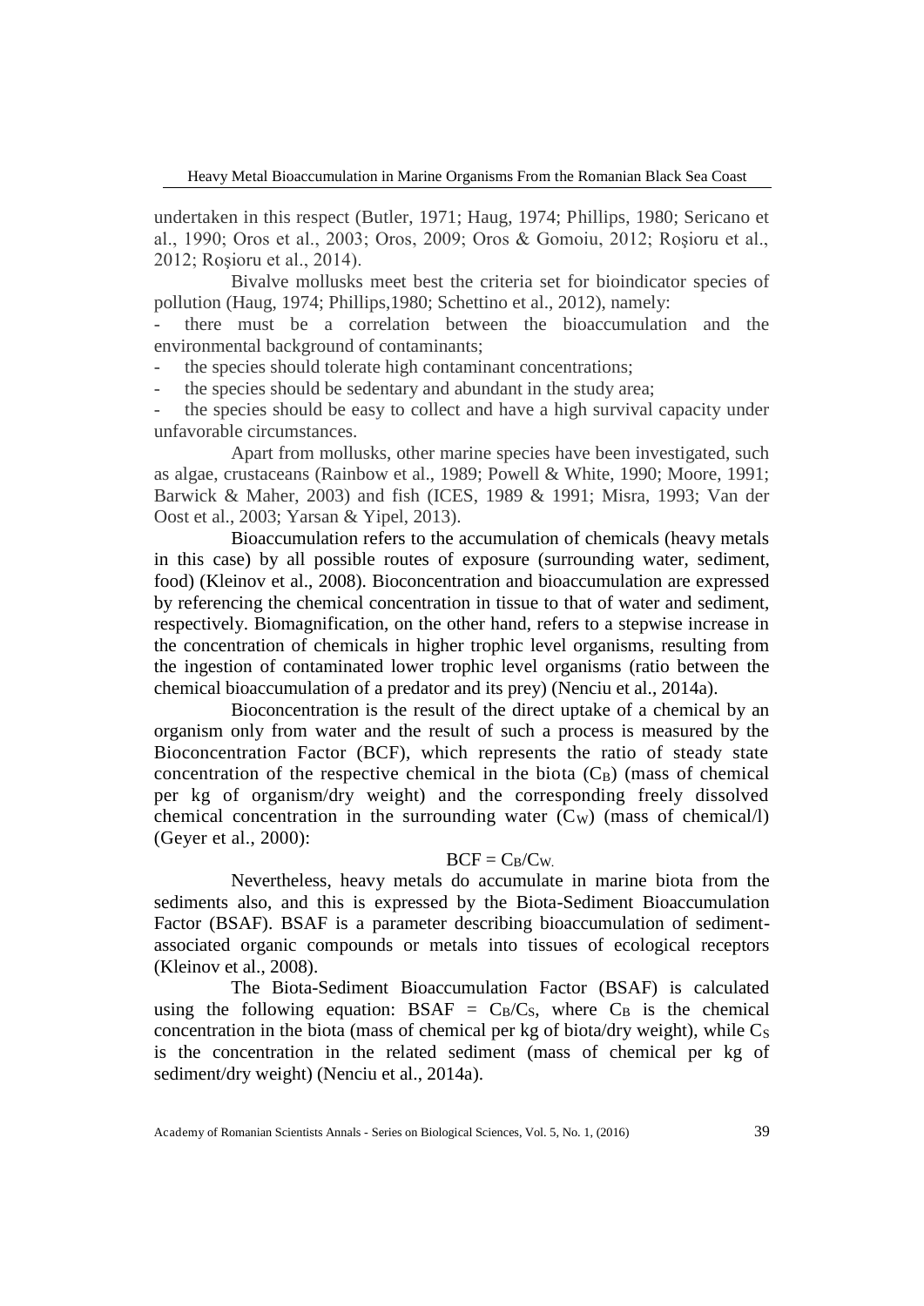undertaken in this respect (Butler, 1971; Haug, 1974; Phillips, 1980; Sericano et al., 1990; Oros et al., 2003; Oros, 2009; Oros & Gomoiu, 2012; Roşioru et al., 2012; Roşioru et al., 2014).

Bivalve mollusks meet best the criteria set for bioindicator species of pollution (Haug, 1974; Phillips,1980; Schettino et al., 2012), namely:

- there must be a correlation between the bioaccumulation and the environmental background of contaminants;
- the species should tolerate high contaminant concentrations;
- the species should be sedentary and abundant in the study area;
- the species should be easy to collect and have a high survival capacity under unfavorable circumstances.

Apart from mollusks, other marine species have been investigated, such as algae, crustaceans (Rainbow et al., 1989; Powell & White, 1990; Moore, 1991; Barwick & Maher, 2003) and fish (ICES, 1989 & 1991; Misra, 1993; Van der Oost et al., 2003; Yarsan & Yipel, 2013).

Bioaccumulation refers to the accumulation of chemicals (heavy metals in this case) by all possible routes of exposure (surrounding water, sediment, food) (Kleinov et al., 2008). Bioconcentration and bioaccumulation are expressed by referencing the chemical concentration in tissue to that of water and sediment, respectively. Biomagnification, on the other hand, refers to a stepwise increase in the concentration of chemicals in higher trophic level organisms, resulting from the ingestion of contaminated lower trophic level organisms (ratio between the chemical bioaccumulation of a predator and its prey) (Nenciu et al., 2014a).

Bioconcentration is the result of the direct uptake of a chemical by an organism only from water and the result of such a process is measured by the Bioconcentration Factor (BCF), which represents the ratio of steady state concentration of the respective chemical in the biota ($C_B$) (mass of chemical per kg of organism/dry weight) and the corresponding freely dissolved chemical concentration in the surrounding water ($C_W$) (mass of chemical/l) (Geyer et al., 2000):

$$BCF = C_B/C_W.$$

Nevertheless, heavy metals do accumulate in marine biota from the sediments also, and this is expressed by the Biota-Sediment Bioaccumulation Factor (BSAF). BSAF is a parameter describing bioaccumulation of sediment-associated organic compounds or metals into tissues of ecological receptors (Kleinov et al., 2008).

The Biota-Sediment Bioaccumulation Factor (BSAF) is calculated using the following equation: $BSAF = C_B/C_S$, where $C_B$ is the chemical concentration in the biota (mass of chemical per kg of biota/dry weight), while $C_S$ is the concentration in the related sediment (mass of chemical per kg of sediment/dry weight) (Nenciu et al., 2014a).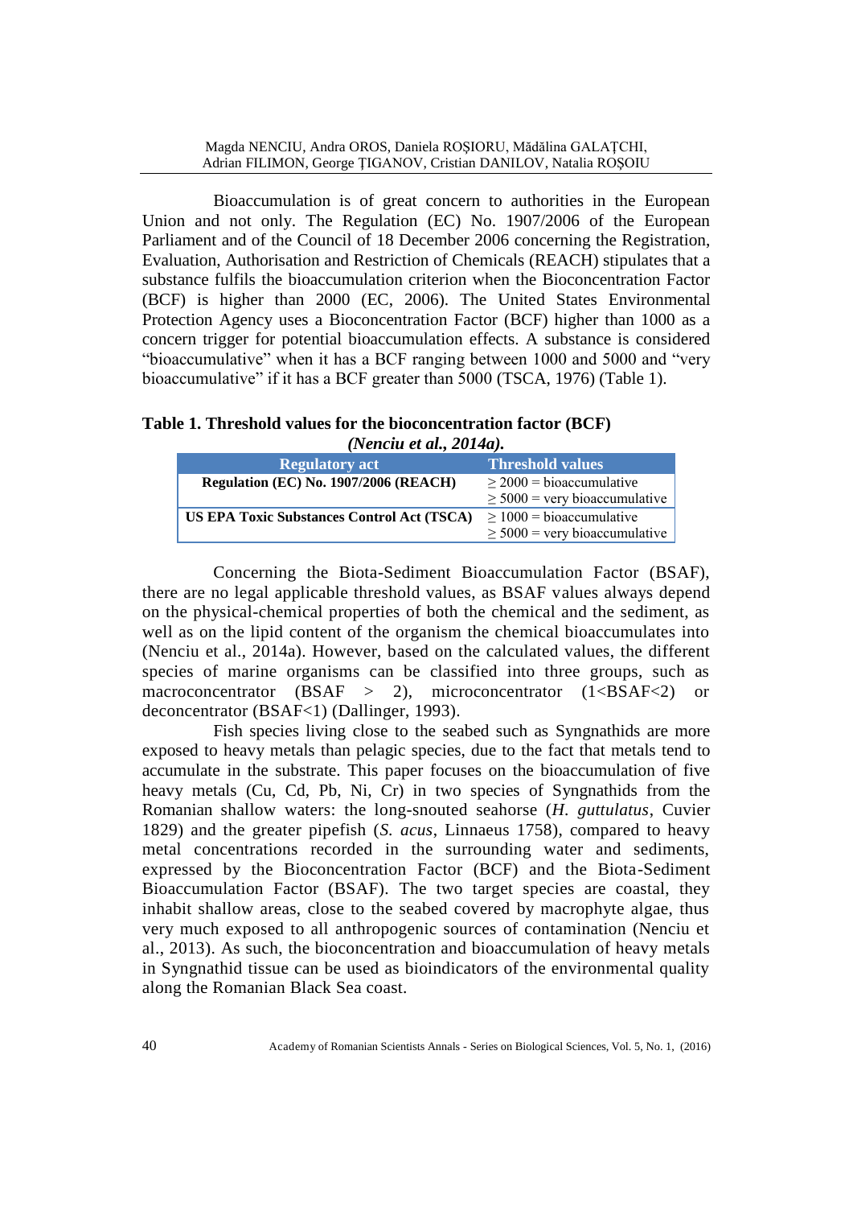Bioaccumulation is of great concern to authorities in the European Union and not only. The Regulation (EC) No. 1907/2006 of the European Parliament and of the Council of 18 December 2006 concerning the Registration, Evaluation, Authorisation and Restriction of Chemicals (REACH) stipulates that a substance fulfils the bioaccumulation criterion when the Bioconcentration Factor (BCF) is higher than 2000 (EC, 2006). The United States Environmental Protection Agency uses a Bioconcentration Factor (BCF) higher than 1000 as a concern trigger for potential bioaccumulation effects. A substance is considered "bioaccumulative" when it has a BCF ranging between 1000 and 5000 and "very bioaccumulative" if it has a BCF greater than 5000 (TSCA, 1976) (Table 1).

**Table 1. Threshold values for the bioconcentration factor (BCF) *(Nenciu et al., 2014a)*.**

| Regulatory act | Threshold values |
| --- | --- |
| **Regulation (EC) No. 1907/2006 (REACH)** | ≥ 2000 = bioaccumulative<br>≥ 5000 = very bioaccumulative |
| **US EPA Toxic Substances Control Act (TSCA)** | ≥ 1000 = bioaccumulative<br>≥ 5000 = very bioaccumulative |

Concerning the Biota-Sediment Bioaccumulation Factor (BSAF), there are no legal applicable threshold values, as BSAF values always depend on the physical-chemical properties of both the chemical and the sediment, as well as on the lipid content of the organism the chemical bioaccumulates into (Nenciu et al., 2014a). However, based on the calculated values, the different species of marine organisms can be classified into three groups, such as macroconcentrator (BSAF > 2), microconcentrator (1<BSAF<2) or deconcentrator (BSAF<1) (Dallinger, 1993).

Fish species living close to the seabed such as Syngnathids are more exposed to heavy metals than pelagic species, due to the fact that metals tend to accumulate in the substrate. This paper focuses on the bioaccumulation of five heavy metals (Cu, Cd, Pb, Ni, Cr) in two species of Syngnathids from the Romanian shallow waters: the long-snouted seahorse (*H. guttulatus*, Cuvier 1829) and the greater pipefish (*S. acus*, Linnaeus 1758), compared to heavy metal concentrations recorded in the surrounding water and sediments, expressed by the Bioconcentration Factor (BCF) and the Biota-Sediment Bioaccumulation Factor (BSAF). The two target species are coastal, they inhabit shallow areas, close to the seabed covered by macrophyte algae, thus very much exposed to all anthropogenic sources of contamination (Nenciu et al., 2013). As such, the bioconcentration and bioaccumulation of heavy metals in Syngnathid tissue can be used as bioindicators of the environmental quality along the Romanian Black Sea coast.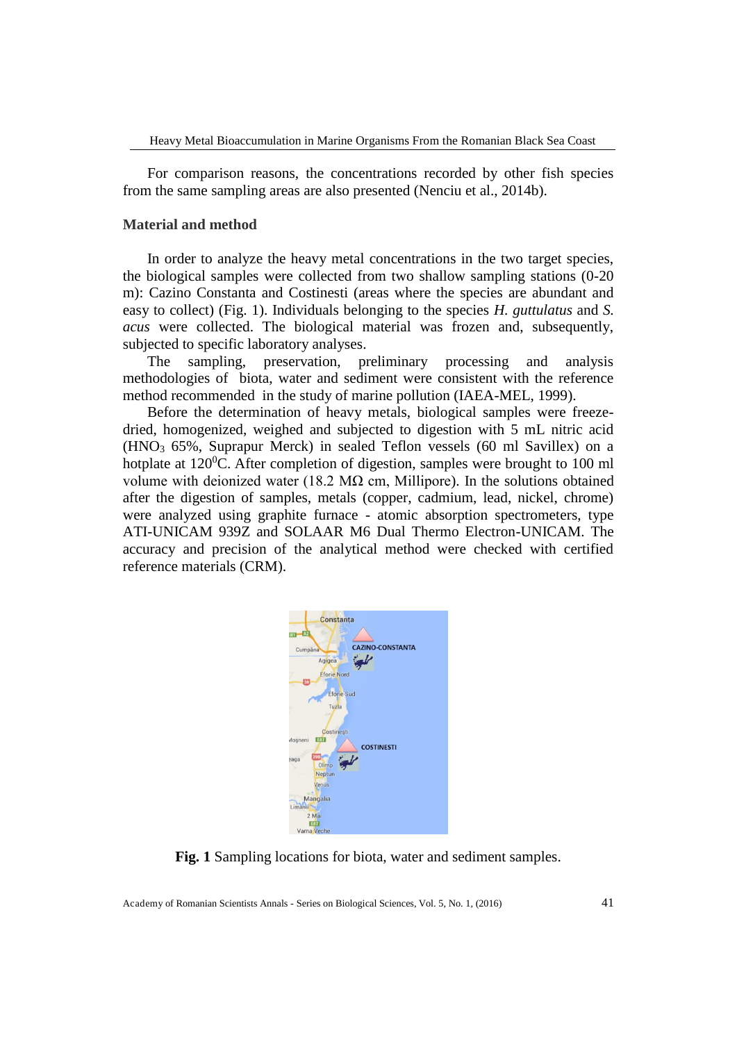For comparison reasons, the concentrations recorded by other fish species from the same sampling areas are also presented (Nenciu et al., 2014b).

## Material and method

In order to analyze the heavy metal concentrations in the two target species, the biological samples were collected from two shallow sampling stations (0-20 m): Cazino Constanta and Costinesti (areas where the species are abundant and easy to collect) (Fig. 1). Individuals belonging to the species *H. guttulatus* and *S. acus* were collected. The biological material was frozen and, subsequently, subjected to specific laboratory analyses.

The sampling, preservation, preliminary processing and analysis methodologies of biota, water and sediment were consistent with the reference method recommended in the study of marine pollution (IAEA-MEL, 1999).

Before the determination of heavy metals, biological samples were freeze-dried, homogenized, weighed and subjected to digestion with 5 mL nitric acid ($HNO_3$ 65%, Suprapur Merck) in sealed Teflon vessels (60 ml Savillex) on a hotplate at 120$^0$C. After completion of digestion, samples were brought to 100 ml volume with deionized water (18.2 MΩ cm, Millipore). In the solutions obtained after the digestion of samples, metals (copper, cadmium, lead, nickel, chrome) were analyzed using graphite furnace - atomic absorption spectrometers, type ATI-UNICAM 939Z and SOLAAR M6 Dual Thermo Electron-UNICAM. The accuracy and precision of the analytical method were checked with certified reference materials (CRM).

**Fig. 1** Sampling locations for biota, water and sediment samples.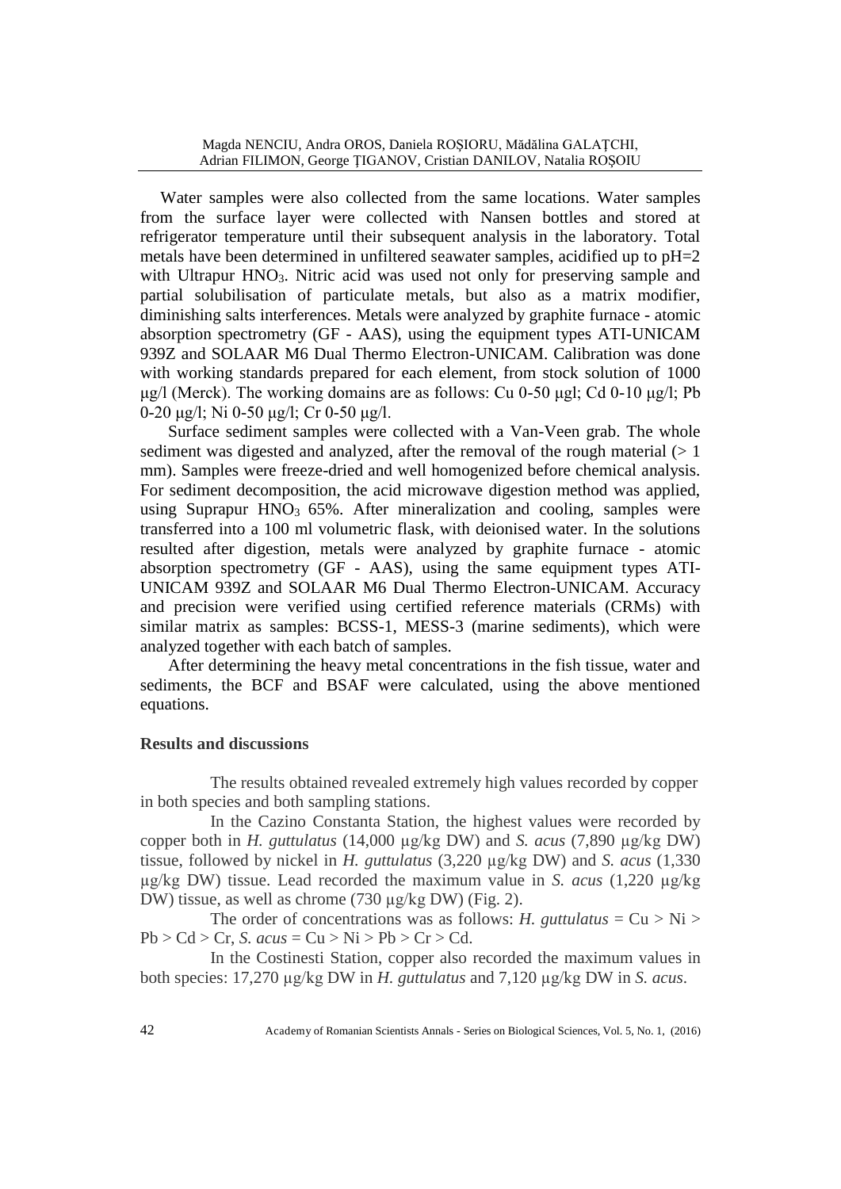Water samples were also collected from the same locations. Water samples from the surface layer were collected with Nansen bottles and stored at refrigerator temperature until their subsequent analysis in the laboratory. Total metals have been determined in unfiltered seawater samples, acidified up to pH=2 with Ultrapur $HNO_3$. Nitric acid was used not only for preserving sample and partial solubilisation of particulate metals, but also as a matrix modifier, diminishing salts interferences. Metals were analyzed by graphite furnace - atomic absorption spectrometry (GF - AAS), using the equipment types ATI-UNICAM 939Z and SOLAAR M6 Dual Thermo Electron-UNICAM. Calibration was done with working standards prepared for each element, from stock solution of 1000 μg/l (Merck). The working domains are as follows: Cu 0-50 μgl; Cd 0-10 μg/l; Pb 0-20 μg/l; Ni 0-50 μg/l; Cr 0-50 μg/l.

Surface sediment samples were collected with a Van-Veen grab. The whole sediment was digested and analyzed, after the removal of the rough material (> 1 mm). Samples were freeze-dried and well homogenized before chemical analysis. For sediment decomposition, the acid microwave digestion method was applied, using Suprapur $HNO_3$ 65%. After mineralization and cooling, samples were transferred into a 100 ml volumetric flask, with deionised water. In the solutions resulted after digestion, metals were analyzed by graphite furnace - atomic absorption spectrometry (GF - AAS), using the same equipment types ATI-UNICAM 939Z and SOLAAR M6 Dual Thermo Electron-UNICAM. Accuracy and precision were verified using certified reference materials (CRMs) with similar matrix as samples: BCSS-1, MESS-3 (marine sediments), which were analyzed together with each batch of samples.

After determining the heavy metal concentrations in the fish tissue, water and sediments, the BCF and BSAF were calculated, using the above mentioned equations.

## Results and discussions

The results obtained revealed extremely high values recorded by copper in both species and both sampling stations.

In the Cazino Constanta Station, the highest values were recorded by copper both in *H. guttulatus* (14,000 μg/kg DW) and *S. acus* (7,890 μg/kg DW) tissue, followed by nickel in *H. guttulatus* (3,220 μg/kg DW) and *S. acus* (1,330 μg/kg DW) tissue. Lead recorded the maximum value in *S. acus* (1,220 μg/kg DW) tissue, as well as chrome (730 μg/kg DW) (Fig. 2).

The order of concentrations was as follows: *H. guttulatus* = Cu > Ni > Pb > Cd > Cr, *S. acus* = Cu > Ni > Pb > Cr > Cd.

In the Costinesti Station, copper also recorded the maximum values in both species: 17,270 μg/kg DW in *H. guttulatus* and 7,120 μg/kg DW in *S. acus*.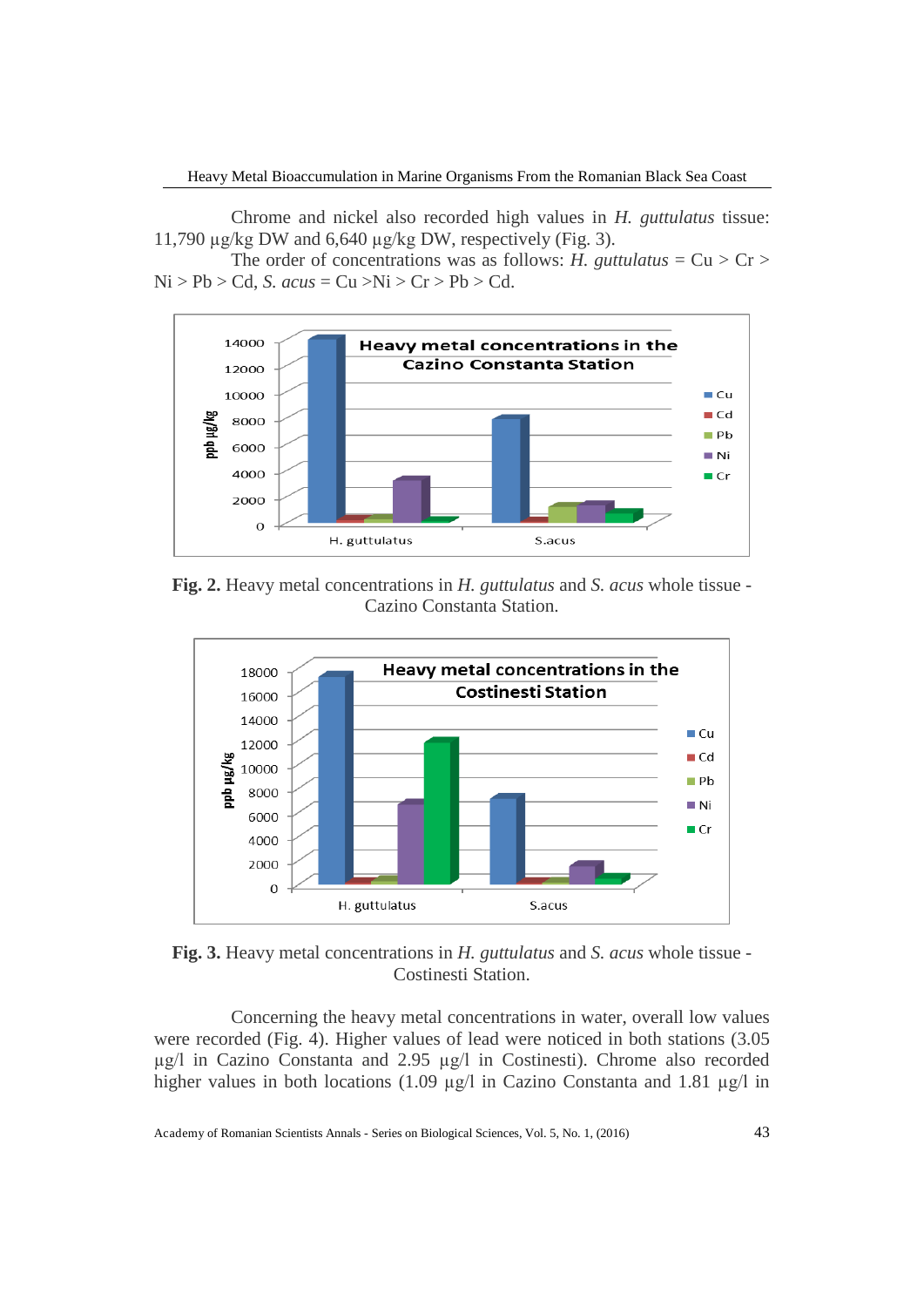Chrome and nickel also recorded high values in *H. guttulatus* tissue: 11,790 µg/kg DW and 6,640 µg/kg DW, respectively (Fig. 3).

The order of concentrations was as follows: *H. guttulatus* = Cu > Cr > Ni > Pb > Cd, *S. acus* = Cu >Ni > Cr > Pb > Cd.

**Fig. 2.** Heavy metal concentrations in *H. guttulatus* and *S. acus* whole tissue - Cazino Constanta Station.

**Fig. 3.** Heavy metal concentrations in *H. guttulatus* and *S. acus* whole tissue - Costinesti Station.

Concerning the heavy metal concentrations in water, overall low values were recorded (Fig. 4). Higher values of lead were noticed in both stations (3.05 µg/l in Cazino Constanta and 2.95 µg/l in Costinesti). Chrome also recorded higher values in both locations (1.09 µg/l in Cazino Constanta and 1.81 µg/l in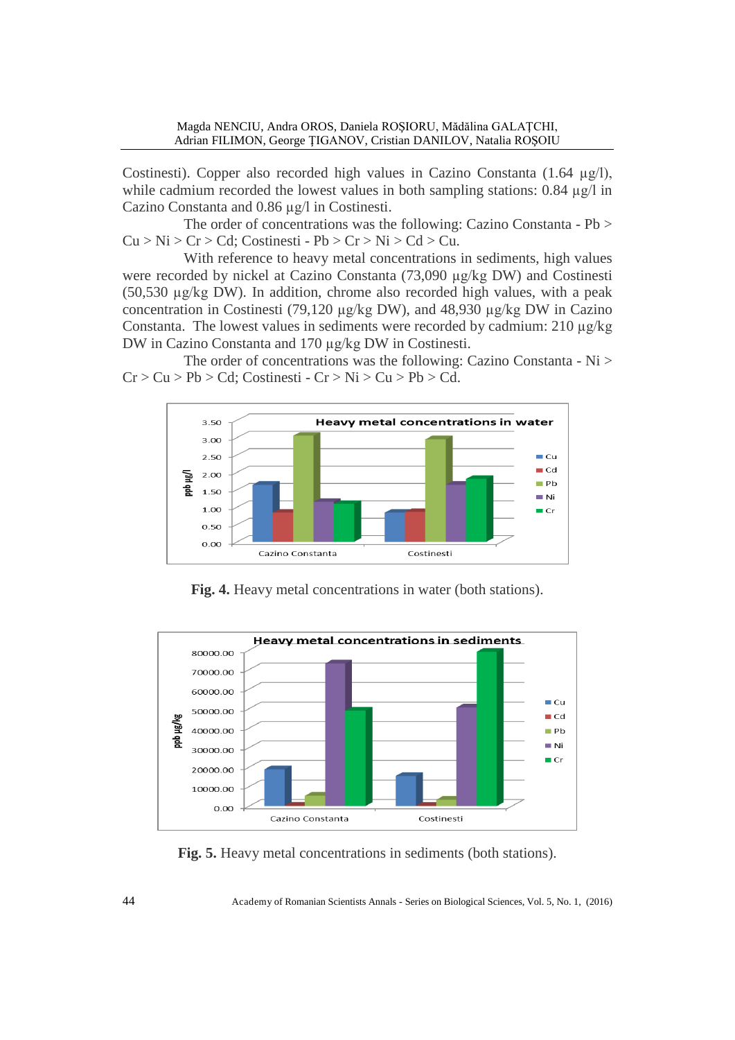Costinesti). Copper also recorded high values in Cazino Constanta (1.64 µg/l), while cadmium recorded the lowest values in both sampling stations: 0.84 µg/l in Cazino Constanta and 0.86 µg/l in Costinesti.

The order of concentrations was the following: Cazino Constanta - Pb > Cu > Ni > Cr > Cd; Costinesti - Pb > Cr > Ni > Cd > Cu.

With reference to heavy metal concentrations in sediments, high values were recorded by nickel at Cazino Constanta (73,090 µg/kg DW) and Costinesti (50,530 µg/kg DW). In addition, chrome also recorded high values, with a peak concentration in Costinesti (79,120 µg/kg DW), and 48,930 µg/kg DW in Cazino Constanta. The lowest values in sediments were recorded by cadmium: 210 µg/kg DW in Cazino Constanta and 170 µg/kg DW in Costinesti.

The order of concentrations was the following: Cazino Constanta - Ni > Cr > Cu > Pb > Cd; Costinesti - Cr > Ni > Cu > Pb > Cd.

**Fig. 4.** Heavy metal concentrations in water (both stations).

**Fig. 5.** Heavy metal concentrations in sediments (both stations).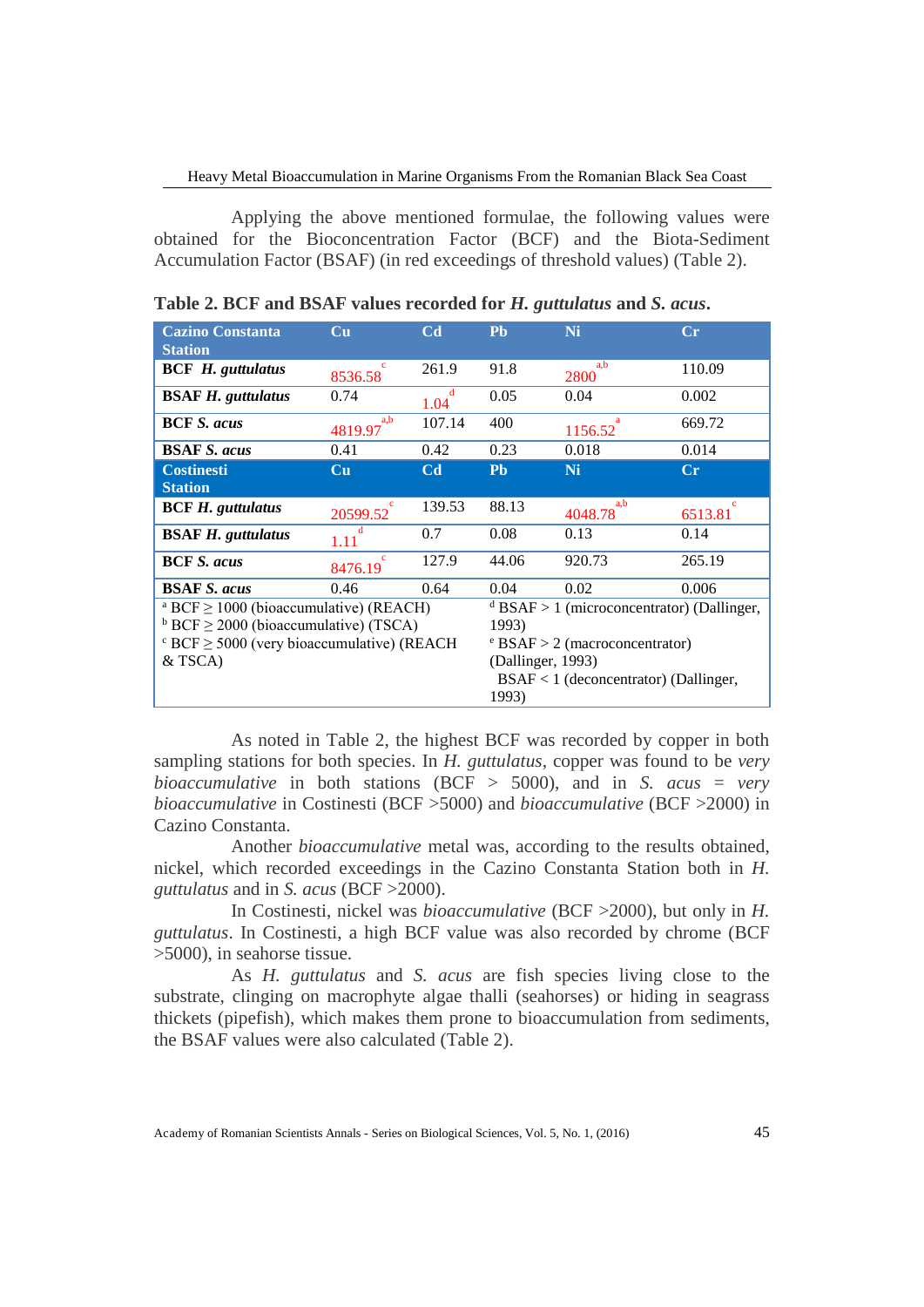Applying the above mentioned formulae, the following values were obtained for the Bioconcentration Factor (BCF) and the Biota-Sediment Accumulation Factor (BSAF) (in red exceedings of threshold values) (Table 2).

**Table 2. BCF and BSAF values recorded for *H. guttulatus* and *S. acus*.**

| Cazino Constanta Station | Cu | Cd | Pb | Ni | Cr |
|---|---|---|---|---|---|
| **BCF *H. guttulatus*** | 8536.58 [c] | 261.9 | 91.8 | 2800 [a,b] | 110.09 |
| **BSAF *H. guttulatus*** | 0.74 | 1.04 [d] | 0.05 | 0.04 | 0.002 |
| **BCF *S. acus*** | 4819.97 [a,b] | 107.14 | 400 | 1156.52 [a] | 669.72 |
| **BSAF *S. acus*** | 0.41 | 0.42 | 0.23 | 0.018 | 0.014 |
| **Costinesti Station** | **Cu** | **Cd** | **Pb** | **Ni** | **Cr** |
| **BCF *H. guttulatus*** | 20599.52 [c] | 139.53 | 88.13 | 4048.78 [a,b] | 6513.81 [c] |
| **BSAF *H. guttulatus*** | 1.11 [d] | 0.7 | 0.08 | 0.13 | 0.14 |
| **BCF *S. acus*** | 8476.19 [c] | 127.9 | 44.06 | 920.73 | 265.19 |
| **BSAF *S. acus*** | 0.46 | 0.64 | 0.04 | 0.02 | 0.006 |

[a] BCF ≥ 1000 (bioaccumulative) (REACH)
[b] BCF ≥ 2000 (bioaccumulative) (TSCA)
[c] BCF ≥ 5000 (very bioaccumulative) (REACH & TSCA)
[d] BSAF > 1 (microconcentrator) (Dallinger, 1993)
[e] BSAF > 2 (macroconcentrator) (Dallinger, 1993)
BSAF < 1 (deconcentrator) (Dallinger, 1993)

As noted in Table 2, the highest BCF was recorded by copper in both sampling stations for both species. In *H. guttulatus*, copper was found to be *very bioaccumulative* in both stations (BCF > 5000), and in *S. acus* = *very bioaccumulative* in Costinesti (BCF >5000) and *bioaccumulative* (BCF >2000) in Cazino Constanta.

Another *bioaccumulative* metal was, according to the results obtained, nickel, which recorded exceedings in the Cazino Constanta Station both in *H. guttulatus* and in *S. acus* (BCF >2000).

In Costinesti, nickel was *bioaccumulative* (BCF >2000), but only in *H. guttulatus*. In Costinesti, a high BCF value was also recorded by chrome (BCF >5000), in seahorse tissue.

As *H. guttulatus* and *S. acus* are fish species living close to the substrate, clinging on macrophyte algae thalli (seahorses) or hiding in seagrass thickets (pipefish), which makes them prone to bioaccumulation from sediments, the BSAF values were also calculated (Table 2).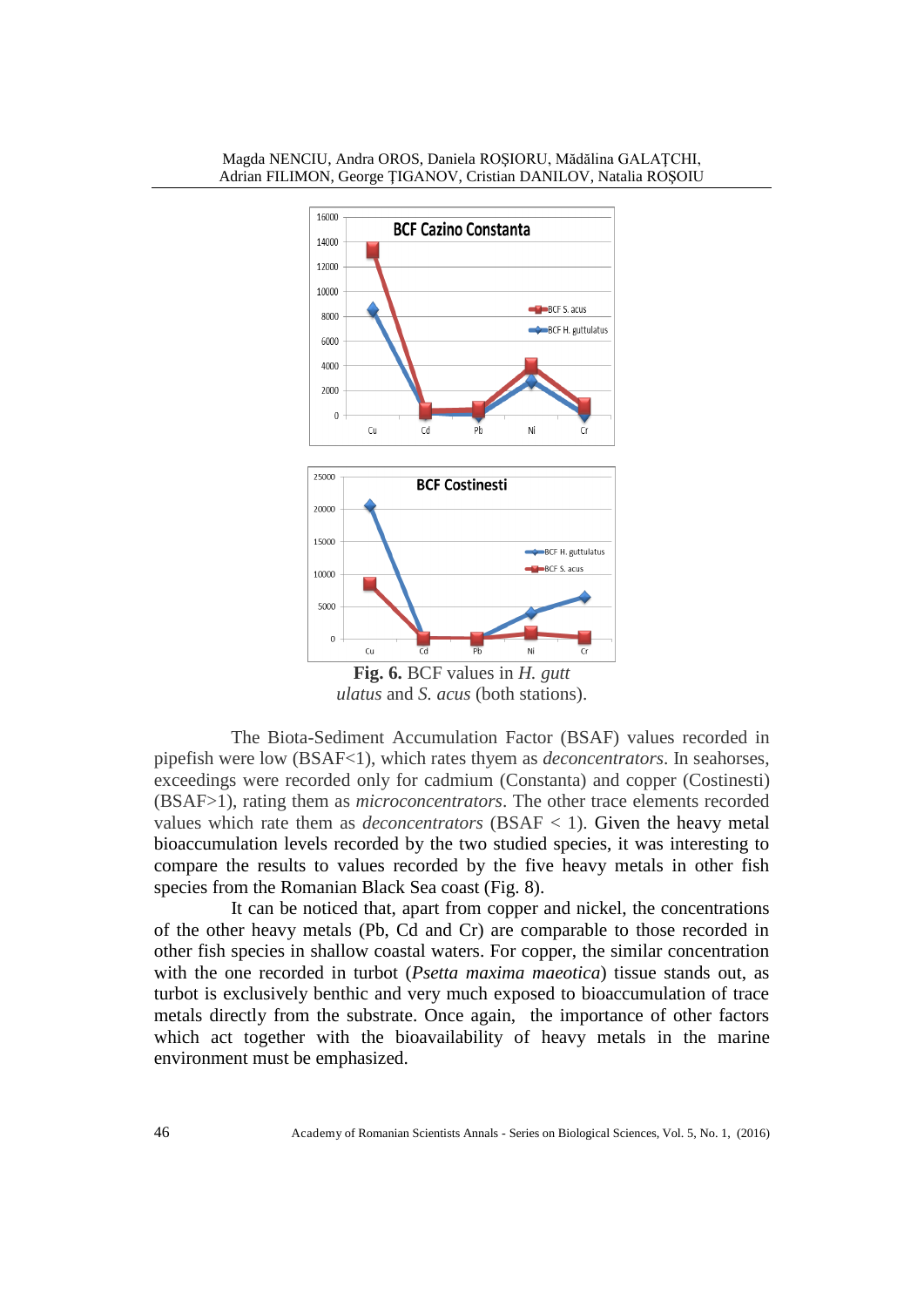Fig. 6. BCF values in *H. guttulatus* and *S. acus* (both stations).

The Biota-Sediment Accumulation Factor (BSAF) values recorded in pipefish were low (BSAF<1), which rates thyem as *deconcentrators*. In seahorses, exceedings were recorded only for cadmium (Constanta) and copper (Costinesti) (BSAF>1), rating them as *microconcentrators*. The other trace elements recorded values which rate them as *deconcentrators* (BSAF < 1). Given the heavy metal bioaccumulation levels recorded by the two studied species, it was interesting to compare the results to values recorded by the five heavy metals in other fish species from the Romanian Black Sea coast (Fig. 8).

It can be noticed that, apart from copper and nickel, the concentrations of the other heavy metals (Pb, Cd and Cr) are comparable to those recorded in other fish species in shallow coastal waters. For copper, the similar concentration with the one recorded in turbot (*Psetta maxima maeotica*) tissue stands out, as turbot is exclusively benthic and very much exposed to bioaccumulation of trace metals directly from the substrate. Once again, the importance of other factors which act together with the bioavailability of heavy metals in the marine environment must be emphasized.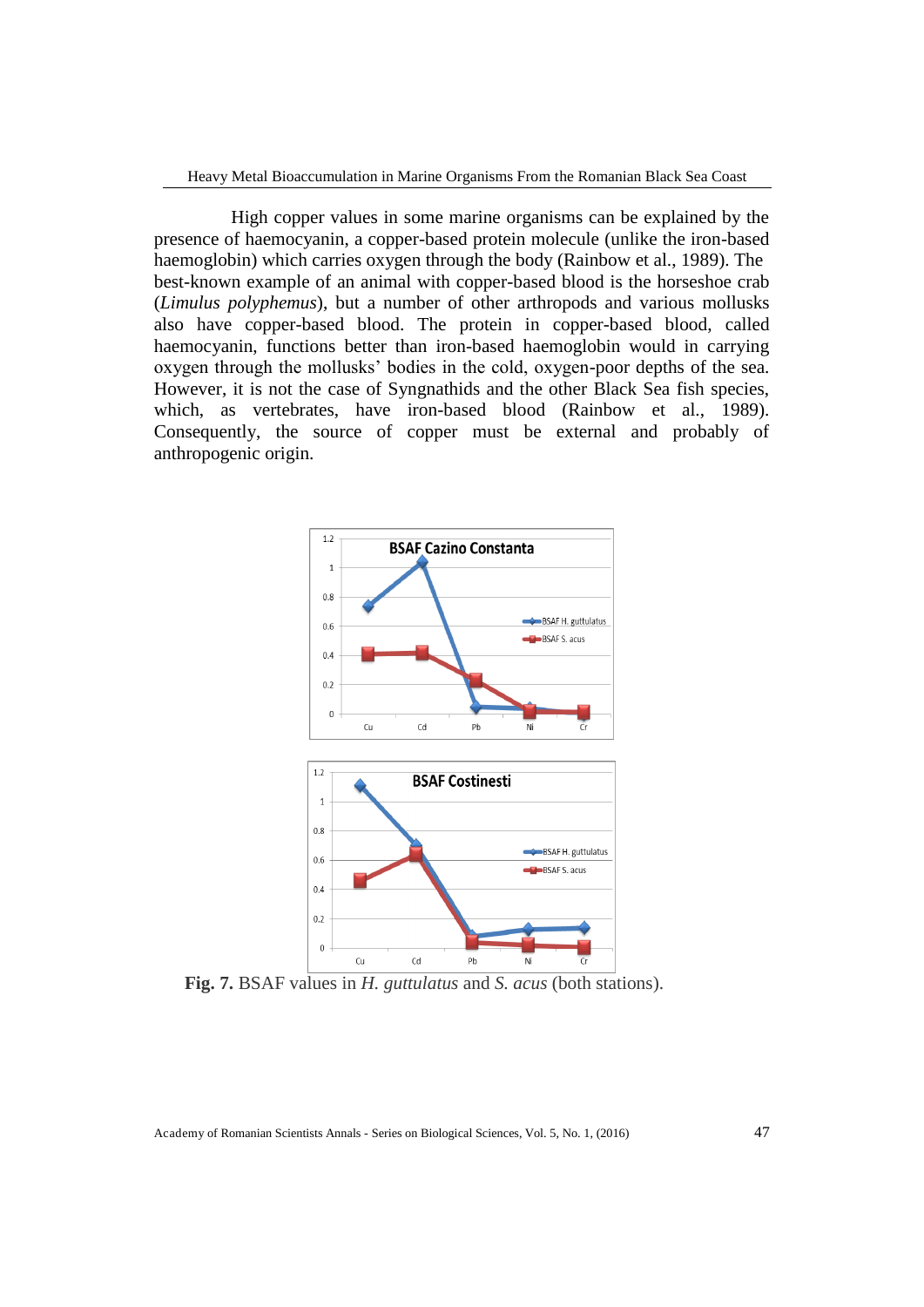High copper values in some marine organisms can be explained by the presence of haemocyanin, a copper-based protein molecule (unlike the iron-based haemoglobin) which carries oxygen through the body (Rainbow et al., 1989). The best-known example of an animal with copper-based blood is the horseshoe crab (*Limulus polyphemus*), but a number of other arthropods and various mollusks also have copper-based blood. The protein in copper-based blood, called haemocyanin, functions better than iron-based haemoglobin would in carrying oxygen through the mollusks' bodies in the cold, oxygen-poor depths of the sea. However, it is not the case of Syngnathids and the other Black Sea fish species, which, as vertebrates, have iron-based blood (Rainbow et al., 1989). Consequently, the source of copper must be external and probably of anthropogenic origin.

**Fig. 7.** BSAF values in *H. guttulatus* and *S. acus* (both stations).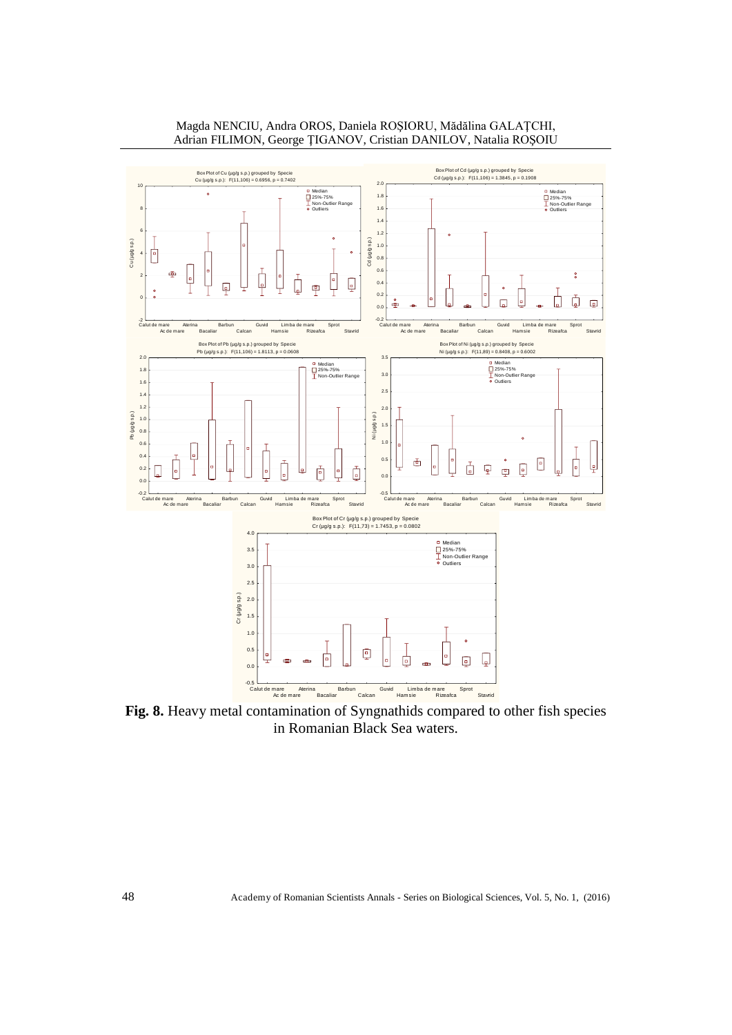**Fig. 8.** Heavy metal contamination of Syngnathids compared to other fish species in Romanian Black Sea waters.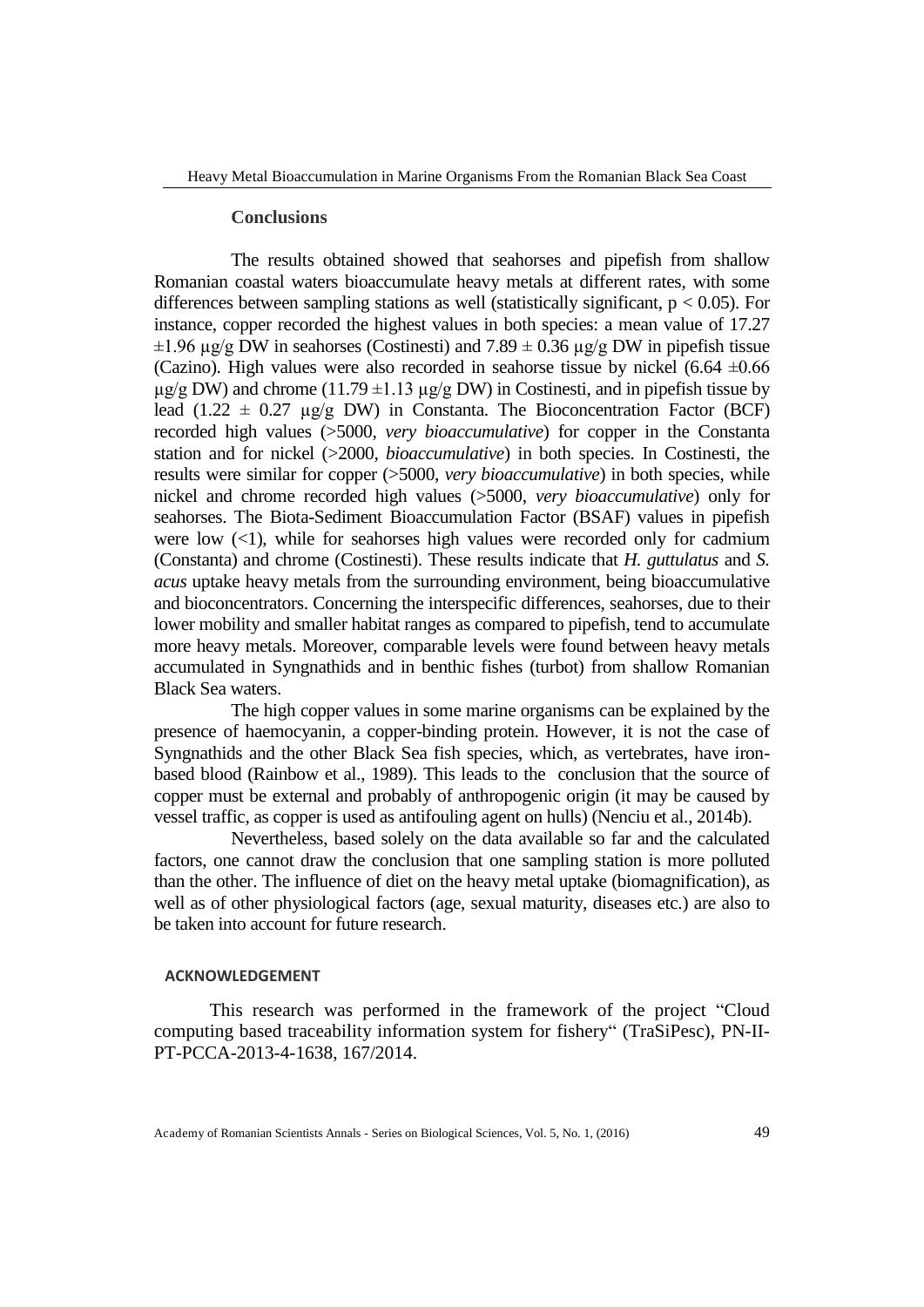## Conclusions

The results obtained showed that seahorses and pipefish from shallow Romanian coastal waters bioaccumulate heavy metals at different rates, with some differences between sampling stations as well (statistically significant, $p < 0.05$). For instance, copper recorded the highest values in both species: a mean value of 17.27 ±1.96 μg/g DW in seahorses (Costinesti) and 7.89 ± 0.36 μg/g DW in pipefish tissue (Cazino). High values were also recorded in seahorse tissue by nickel (6.64 ±0.66 μg/g DW) and chrome (11.79 ±1.13 μg/g DW) in Costinesti, and in pipefish tissue by lead (1.22 ± 0.27 μg/g DW) in Constanta. The Bioconcentration Factor (BCF) recorded high values (>5000, *very bioaccumulative*) for copper in the Constanta station and for nickel (>2000, *bioaccumulative*) in both species. In Costinesti, the results were similar for copper (>5000, *very bioaccumulative*) in both species, while nickel and chrome recorded high values (>5000, *very bioaccumulative*) only for seahorses. The Biota-Sediment Bioaccumulation Factor (BSAF) values in pipefish were low (<1), while for seahorses high values were recorded only for cadmium (Constanta) and chrome (Costinesti). These results indicate that *H. guttulatus* and *S. acus* uptake heavy metals from the surrounding environment, being bioaccumulative and bioconcentrators. Concerning the interspecific differences, seahorses, due to their lower mobility and smaller habitat ranges as compared to pipefish, tend to accumulate more heavy metals. Moreover, comparable levels were found between heavy metals accumulated in Syngnathids and in benthic fishes (turbot) from shallow Romanian Black Sea waters.

The high copper values in some marine organisms can be explained by the presence of haemocyanin, a copper-binding protein. However, it is not the case of Syngnathids and the other Black Sea fish species, which, as vertebrates, have iron-based blood (Rainbow et al., 1989). This leads to the conclusion that the source of copper must be external and probably of anthropogenic origin (it may be caused by vessel traffic, as copper is used as antifouling agent on hulls) (Nenciu et al., 2014b).

Nevertheless, based solely on the data available so far and the calculated factors, one cannot draw the conclusion that one sampling station is more polluted than the other. The influence of diet on the heavy metal uptake (biomagnification), as well as of other physiological factors (age, sexual maturity, diseases etc.) are also to be taken into account for future research.

### ACKNOWLEDGEMENT

This research was performed in the framework of the project "Cloud computing based traceability information system for fishery" (TraSiPesc), PN-II-PT-PCCA-2013-4-1638, 167/2014.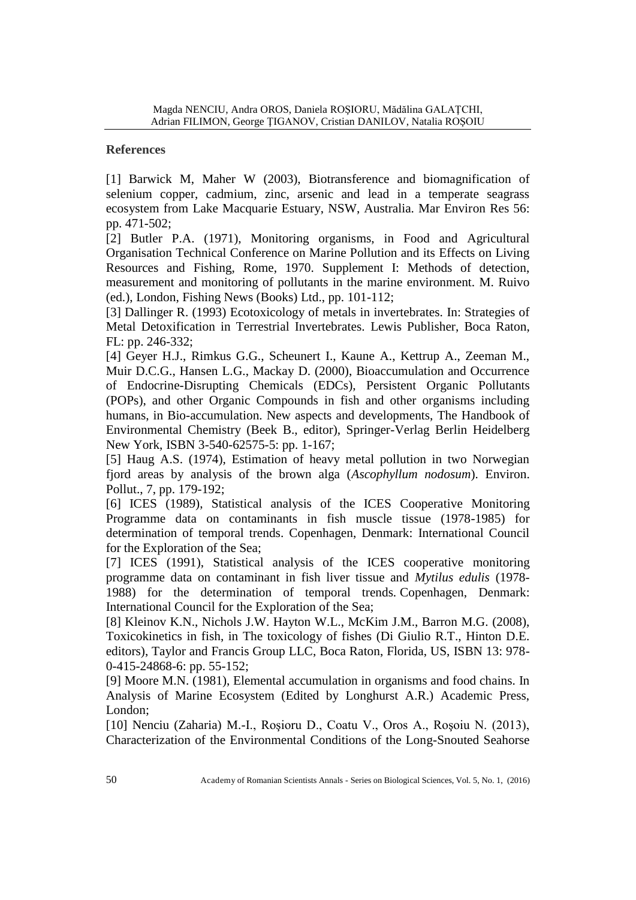## References

[1] Barwick M, Maher W (2003), Biotransference and biomagnification of selenium copper, cadmium, zinc, arsenic and lead in a temperate seagrass ecosystem from Lake Macquarie Estuary, NSW, Australia. Mar Environ Res 56: pp. 471-502;

[2] Butler P.A. (1971), Monitoring organisms, in Food and Agricultural Organisation Technical Conference on Marine Pollution and its Effects on Living Resources and Fishing, Rome, 1970. Supplement I: Methods of detection, measurement and monitoring of pollutants in the marine environment. M. Ruivo (ed.), London, Fishing News (Books) Ltd., pp. 101-112;

[3] Dallinger R. (1993) Ecotoxicology of metals in invertebrates. In: Strategies of Metal Detoxification in Terrestrial Invertebrates. Lewis Publisher, Boca Raton, FL: pp. 246-332;

[4] Geyer H.J., Rimkus G.G., Scheunert I., Kaune A., Kettrup A., Zeeman M., Muir D.C.G., Hansen L.G., Mackay D. (2000), Bioaccumulation and Occurrence of Endocrine-Disrupting Chemicals (EDCs), Persistent Organic Pollutants (POPs), and other Organic Compounds in fish and other organisms including humans, in Bio-accumulation. New aspects and developments, The Handbook of Environmental Chemistry (Beek B., editor), Springer-Verlag Berlin Heidelberg New York, ISBN 3-540-62575-5: pp. 1-167;

[5] Haug A.S. (1974), Estimation of heavy metal pollution in two Norwegian fjord areas by analysis of the brown alga (*Ascophyllum nodosum*). Environ. Pollut., 7, pp. 179-192;

[6] ICES (1989), Statistical analysis of the ICES Cooperative Monitoring Programme data on contaminants in fish muscle tissue (1978-1985) for determination of temporal trends. Copenhagen, Denmark: International Council for the Exploration of the Sea;

[7] ICES (1991), Statistical analysis of the ICES cooperative monitoring programme data on contaminant in fish liver tissue and *Mytilus edulis* (1978-1988) for the determination of temporal trends. Copenhagen, Denmark: International Council for the Exploration of the Sea;

[8] Kleinov K.N., Nichols J.W. Hayton W.L., McKim J.M., Barron M.G. (2008), Toxicokinetics in fish, in The toxicology of fishes (Di Giulio R.T., Hinton D.E. editors), Taylor and Francis Group LLC, Boca Raton, Florida, US, ISBN 13: 978-0-415-24868-6: pp. 55-152;

[9] Moore M.N. (1981), Elemental accumulation in organisms and food chains. In Analysis of Marine Ecosystem (Edited by Longhurst A.R.) Academic Press, London;

[10] Nenciu (Zaharia) M.-I., Roşioru D., Coatu V., Oros A., Roşoiu N. (2013), Characterization of the Environmental Conditions of the Long-Snouted Seahorse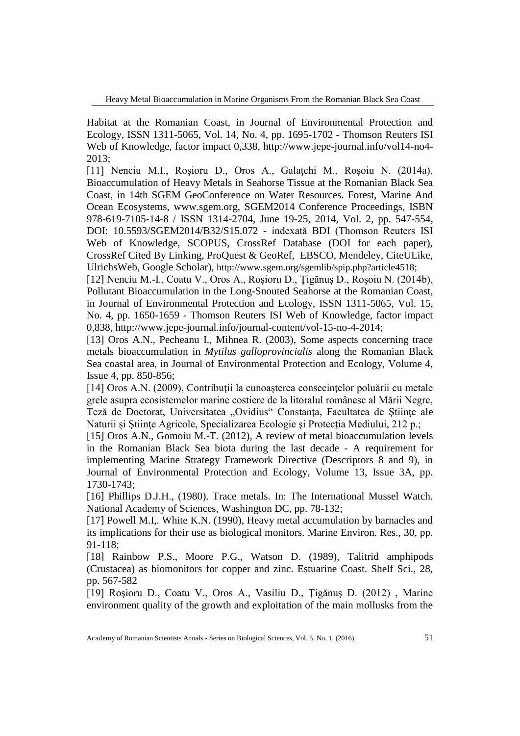Habitat at the Romanian Coast, in Journal of Environmental Protection and Ecology, ISSN 1311-5065, Vol. 14, No. 4, pp. 1695-1702 - Thomson Reuters ISI Web of Knowledge, factor impact 0,338, http://www.jepe-journal.info/vol14-no4-2013;

[11] Nenciu M.I., Roşioru D., Oros A., Galaţchi M., Roşoiu N. (2014a), Bioaccumulation of Heavy Metals in Seahorse Tissue at the Romanian Black Sea Coast, in 14th SGEM GeoConference on Water Resources. Forest, Marine And Ocean Ecosystems, www.sgem.org, SGEM2014 Conference Proceedings, ISBN 978-619-7105-14-8 / ISSN 1314-2704, June 19-25, 2014, Vol. 2, pp. 547-554, DOI: 10.5593/SGEM2014/B32/S15.072 - indexată BDI (Thomson Reuters ISI Web of Knowledge, SCOPUS, CrossRef Database (DOI for each paper), CrossRef Cited By Linking, ProQuest & GeoRef, EBSCO, Mendeley, CiteULike, UlrichsWeb, Google Scholar), http://www.sgem.org/sgemlib/spip.php?article4518;

[12] Nenciu M.-I., Coatu V., Oros A., Roşioru D., Ţigănuş D., Roşoiu N. (2014b), Pollutant Bioaccumulation in the Long-Snouted Seahorse at the Romanian Coast, in Journal of Environmental Protection and Ecology, ISSN 1311-5065, Vol. 15, No. 4, pp. 1650-1659 - Thomson Reuters ISI Web of Knowledge, factor impact 0,838, http://www.jepe-journal.info/journal-content/vol-15-no-4-2014;

[13] Oros A.N., Pecheanu I., Mihnea R. (2003), Some aspects concerning trace metals bioaccumulation in *Mytilus galloprovincialis* along the Romanian Black Sea coastal area, in Journal of Environmental Protection and Ecology, Volume 4, Issue 4, pp. 850-856;

[14] Oros A.N. (2009), Contribuţii la cunoaşterea consecinţelor poluării cu metale grele asupra ecosistemelor marine costiere de la litoralul românesc al Mării Negre, Teză de Doctorat, Universitatea „Ovidius" Constanţa, Facultatea de Ştiinţe ale Naturii şi Ştiinţe Agricole, Specializarea Ecologie şi Protecţia Mediului, 212 p.;

[15] Oros A.N., Gomoiu M.-T. (2012), A review of metal bioaccumulation levels in the Romanian Black Sea biota during the last decade - A requirement for implementing Marine Strategy Framework Directive (Descriptors 8 and 9), in Journal of Environmental Protection and Ecology, Volume 13, Issue 3A, pp. 1730-1743;

[16] Phillips D.J.H., (1980). Trace metals. In: The International Mussel Watch. National Academy of Sciences, Washington DC, pp. 78-132;

[17] Powell M.I,. White K.N. (1990), Heavy metal accumulation by barnacles and its implications for their use as biological monitors. Marine Environ. Res., 30, pp. 91-118;

[18] Rainbow P.S., Moore P.G., Watson D. (1989), Talitrid amphipods (Crustacea) as biomonitors for copper and zinc. Estuarine Coast. Shelf Sci., 28, pp. 567-582

[19] Roşioru D., Coatu V., Oros A., Vasiliu D., Ţigănuş D. (2012) , Marine environment quality of the growth and exploitation of the main mollusks from the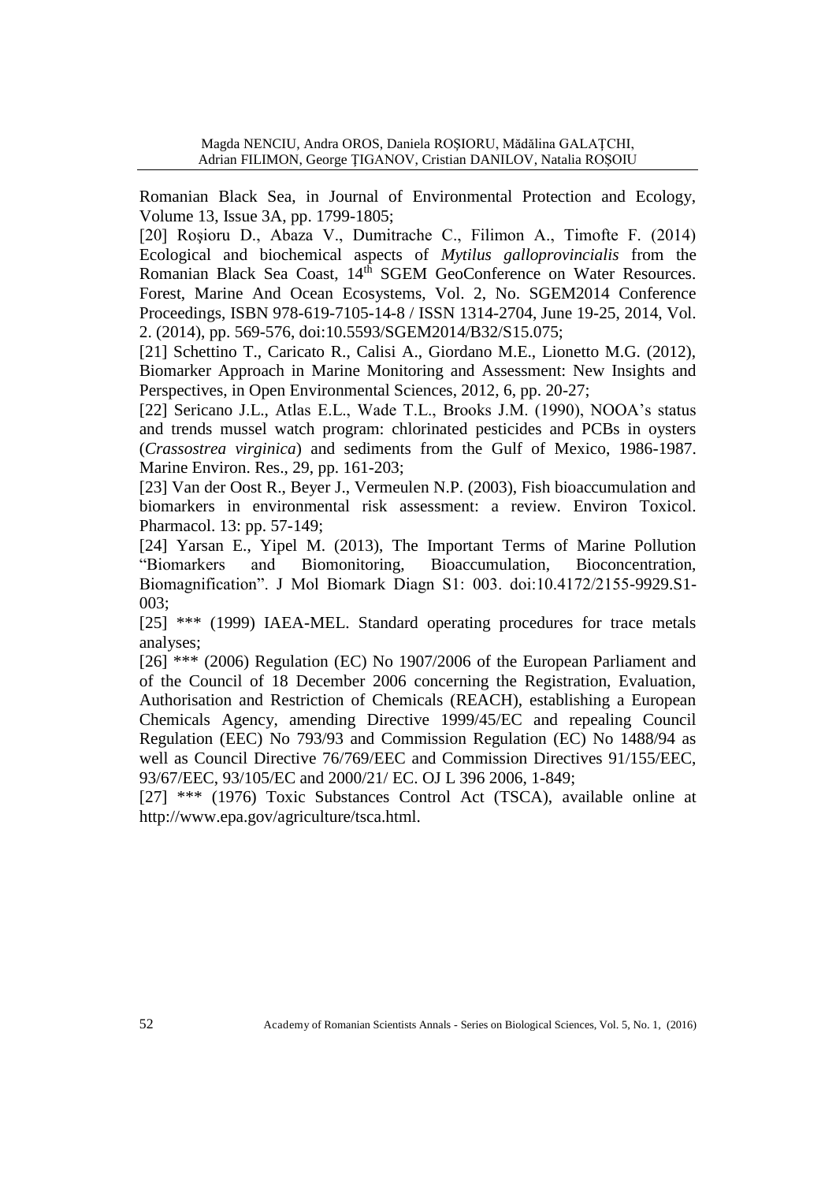Romanian Black Sea, in Journal of Environmental Protection and Ecology, Volume 13, Issue 3A, pp. 1799-1805;

[20] Roşioru D., Abaza V., Dumitrache C., Filimon A., Timofte F. (2014) Ecological and biochemical aspects of *Mytilus galloprovincialis* from the Romanian Black Sea Coast, 14th SGEM GeoConference on Water Resources. Forest, Marine And Ocean Ecosystems, Vol. 2, No. SGEM2014 Conference Proceedings, ISBN 978-619-7105-14-8 / ISSN 1314-2704, June 19-25, 2014, Vol. 2. (2014), pp. 569-576, doi:10.5593/SGEM2014/B32/S15.075;

[21] Schettino T., Caricato R., Calisi A., Giordano M.E., Lionetto M.G. (2012), Biomarker Approach in Marine Monitoring and Assessment: New Insights and Perspectives, in Open Environmental Sciences, 2012, 6, pp. 20-27;

[22] Sericano J.L., Atlas E.L., Wade T.L., Brooks J.M. (1990), NOOA's status and trends mussel watch program: chlorinated pesticides and PCBs in oysters (*Crassostrea virginica*) and sediments from the Gulf of Mexico, 1986-1987. Marine Environ. Res., 29, pp. 161-203;

[23] Van der Oost R., Beyer J., Vermeulen N.P. (2003), Fish bioaccumulation and biomarkers in environmental risk assessment: a review. Environ Toxicol. Pharmacol. 13: pp. 57-149;

[24] Yarsan E., Yipel M. (2013), The Important Terms of Marine Pollution "Biomarkers and Biomonitoring, Bioaccumulation, Bioconcentration, Biomagnification". J Mol Biomark Diagn S1: 003. doi:10.4172/2155-9929.S1-003;

[25] *** (1999) IAEA-MEL. Standard operating procedures for trace metals analyses;

[26] *** (2006) Regulation (EC) No 1907/2006 of the European Parliament and of the Council of 18 December 2006 concerning the Registration, Evaluation, Authorisation and Restriction of Chemicals (REACH), establishing a European Chemicals Agency, amending Directive 1999/45/EC and repealing Council Regulation (EEC) No 793/93 and Commission Regulation (EC) No 1488/94 as well as Council Directive 76/769/EEC and Commission Directives 91/155/EEC, 93/67/EEC, 93/105/EC and 2000/21/ EC. OJ L 396 2006, 1-849;

[27] *** (1976) Toxic Substances Control Act (TSCA), available online at http://www.epa.gov/agriculture/tsca.html.